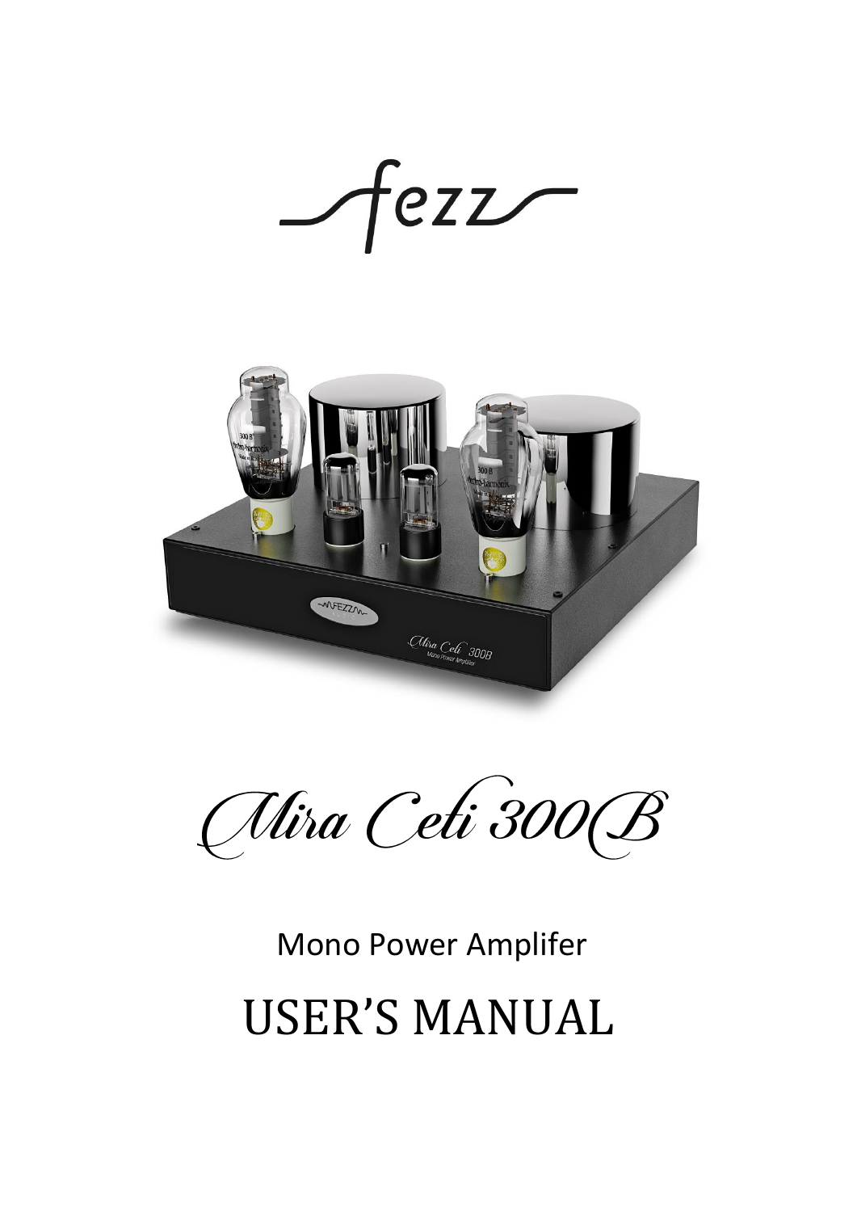fezz

Mira Ceti 300B

Mono Power Amplifer

# USER'S MANUAL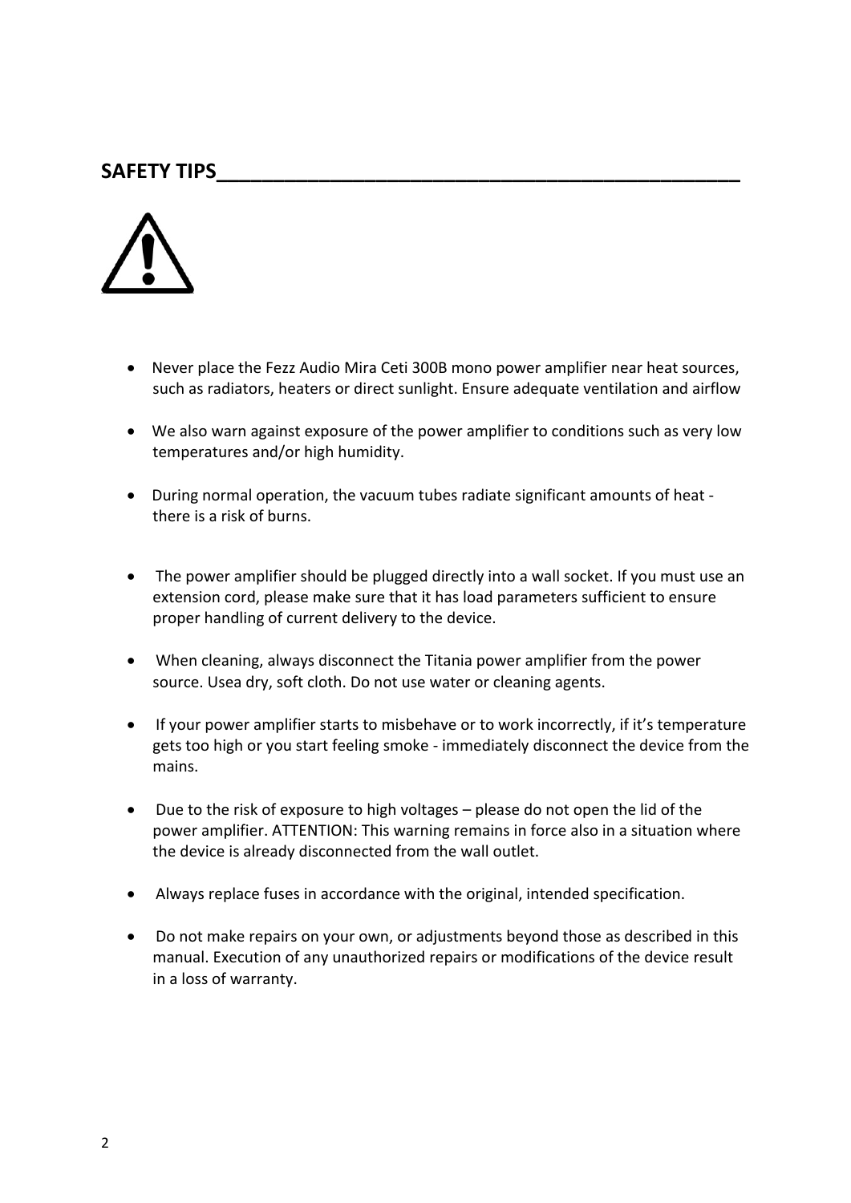## SAFETY TIPS

- Never place the Fezz Audio Mira Ceti 300B mono power amplifier near heat sources, such as radiators, heaters or direct sunlight. Ensure adequate ventilation and airflow
- We also warn against exposure of the power amplifier to conditions such as very low temperatures and/or high humidity.
- During normal operation, the vacuum tubes radiate significant amounts of heat - there is a risk of burns.
- The power amplifier should be plugged directly into a wall socket. If you must use an extension cord, please make sure that it has load parameters sufficient to ensure proper handling of current delivery to the device.
- When cleaning, always disconnect the Titania power amplifier from the power source. Usea dry, soft cloth. Do not use water or cleaning agents.
- If your power amplifier starts to misbehave or to work incorrectly, if it's temperature gets too high or you start feeling smoke - immediately disconnect the device from the mains.
- Due to the risk of exposure to high voltages – please do not open the lid of the power amplifier. ATTENTION: This warning remains in force also in a situation where the device is already disconnected from the wall outlet.
- Always replace fuses in accordance with the original, intended specification.
- Do not make repairs on your own, or adjustments beyond those as described in this manual. Execution of any unauthorized repairs or modifications of the device result in a loss of warranty.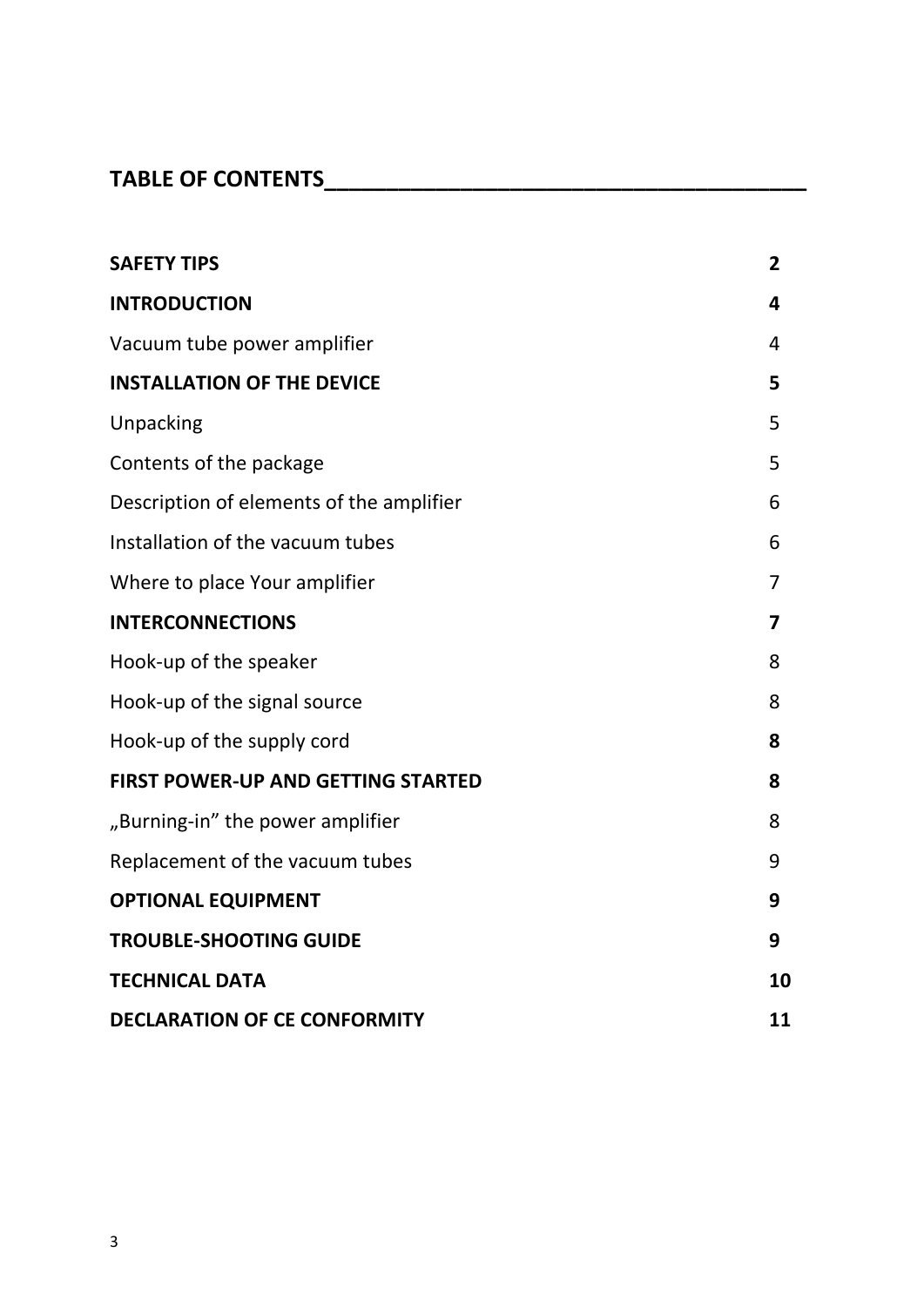# TABLE OF CONTENTS

| | |
|---|---|
| **SAFETY TIPS** | **2** |
| **INTRODUCTION** | **4** |
| Vacuum tube power amplifier | 4 |
| **INSTALLATION OF THE DEVICE** | **5** |
| Unpacking | 5 |
| Contents of the package | 5 |
| Description of elements of the amplifier | 6 |
| Installation of the vacuum tubes | 6 |
| Where to place Your amplifier | 7 |
| **INTERCONNECTIONS** | **7** |
| Hook-up of the speaker | 8 |
| Hook-up of the signal source | 8 |
| Hook-up of the supply cord | **8** |
| **FIRST POWER-UP AND GETTING STARTED** | **8** |
| „Burning-in" the power amplifier | 8 |
| Replacement of the vacuum tubes | 9 |
| **OPTIONAL EQUIPMENT** | **9** |
| **TROUBLE-SHOOTING GUIDE** | **9** |
| **TECHNICAL DATA** | **10** |
| **DECLARATION OF CE CONFORMITY** | **11** |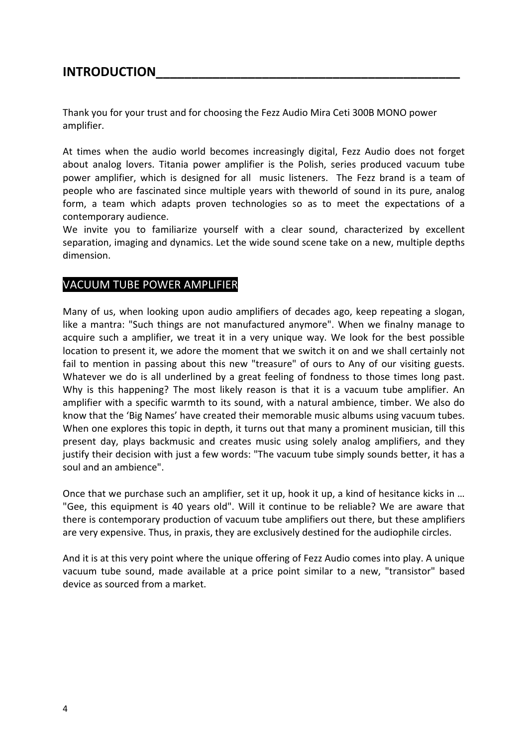# INTRODUCTION

Thank you for your trust and for choosing the Fezz Audio Mira Ceti 300B MONO power amplifier.

At times when the audio world becomes increasingly digital, Fezz Audio does not forget about analog lovers. Titania power amplifier is the Polish, series produced vacuum tube power amplifier, which is designed for all music listeners. The Fezz brand is a team of people who are fascinated since multiple years with theworld of sound in its pure, analog form, a team which adapts proven technologies so as to meet the expectations of a contemporary audience.
We invite you to familiarize yourself with a clear sound, characterized by excellent separation, imaging and dynamics. Let the wide sound scene take on a new, multiple depths dimension.

## VACUUM TUBE POWER AMPLIFIER

Many of us, when looking upon audio amplifiers of decades ago, keep repeating a slogan, like a mantra: "Such things are not manufactured anymore". When we finalny manage to acquire such a amplifier, we treat it in a very unique way. We look for the best possible location to present it, we adore the moment that we switch it on and we shall certainly not fail to mention in passing about this new "treasure" of ours to Any of our visiting guests. Whatever we do is all underlined by a great feeling of fondness to those times long past. Why is this happening? The most likely reason is that it is a vacuum tube amplifier. An amplifier with a specific warmth to its sound, with a natural ambience, timber. We also do know that the 'Big Names' have created their memorable music albums using vacuum tubes. When one explores this topic in depth, it turns out that many a prominent musician, till this present day, plays backmusic and creates music using solely analog amplifiers, and they justify their decision with just a few words: "The vacuum tube simply sounds better, it has a soul and an ambience".

Once that we purchase such an amplifier, set it up, hook it up, a kind of hesitance kicks in … "Gee, this equipment is 40 years old". Will it continue to be reliable? We are aware that there is contemporary production of vacuum tube amplifiers out there, but these amplifiers are very expensive. Thus, in praxis, they are exclusively destined for the audiophile circles.

And it is at this very point where the unique offering of Fezz Audio comes into play. A unique vacuum tube sound, made available at a price point similar to a new, "transistor" based device as sourced from a market.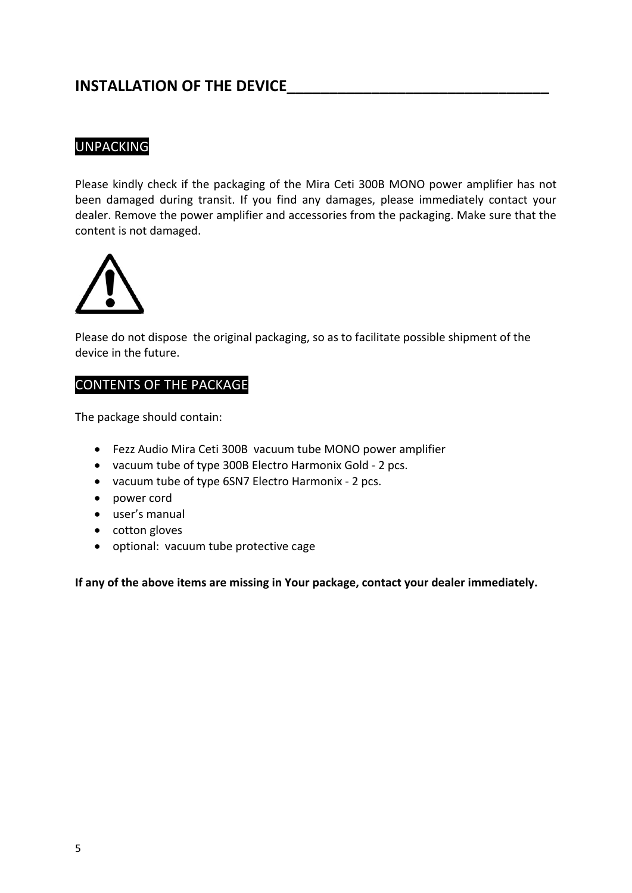# INSTALLATION OF THE DEVICE

## UNPACKING

Please kindly check if the packaging of the Mira Ceti 300B MONO power amplifier has not been damaged during transit. If you find any damages, please immediately contact your dealer. Remove the power amplifier and accessories from the packaging. Make sure that the content is not damaged.

Please do not dispose  the original packaging, so as to facilitate possible shipment of the device in the future.

## CONTENTS OF THE PACKAGE

The package should contain:

- Fezz Audio Mira Ceti 300B  vacuum tube MONO power amplifier
- vacuum tube of type 300B Electro Harmonix Gold - 2 pcs.
- vacuum tube of type 6SN7 Electro Harmonix - 2 pcs.
- power cord
- user's manual
- cotton gloves
- optional:  vacuum tube protective cage

**If any of the above items are missing in Your package, contact your dealer immediately.**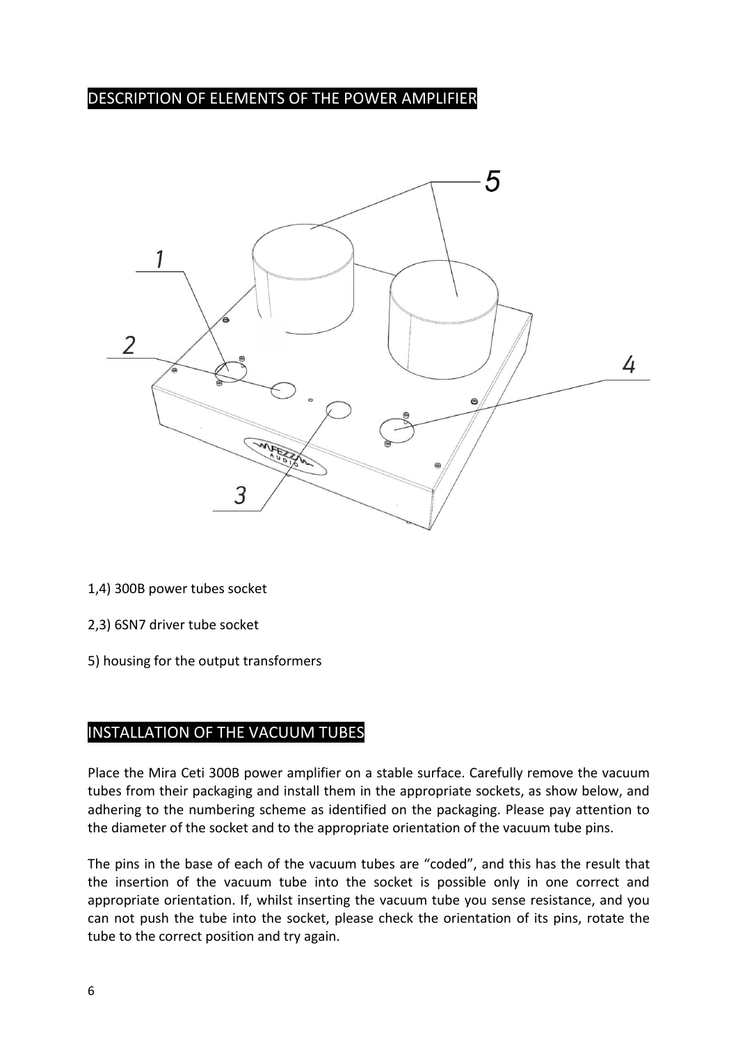## DESCRIPTION OF ELEMENTS OF THE POWER AMPLIFIER

1,4) 300B power tubes socket

2,3) 6SN7 driver tube socket

5) housing for the output transformers

## INSTALLATION OF THE VACUUM TUBES

Place the Mira Ceti 300B power amplifier on a stable surface. Carefully remove the vacuum tubes from their packaging and install them in the appropriate sockets, as show below, and adhering to the numbering scheme as identified on the packaging. Please pay attention to the diameter of the socket and to the appropriate orientation of the vacuum tube pins.

The pins in the base of each of the vacuum tubes are "coded", and this has the result that the insertion of the vacuum tube into the socket is possible only in one correct and appropriate orientation. If, whilst inserting the vacuum tube you sense resistance, and you can not push the tube into the socket, please check the orientation of its pins, rotate the tube to the correct position and try again.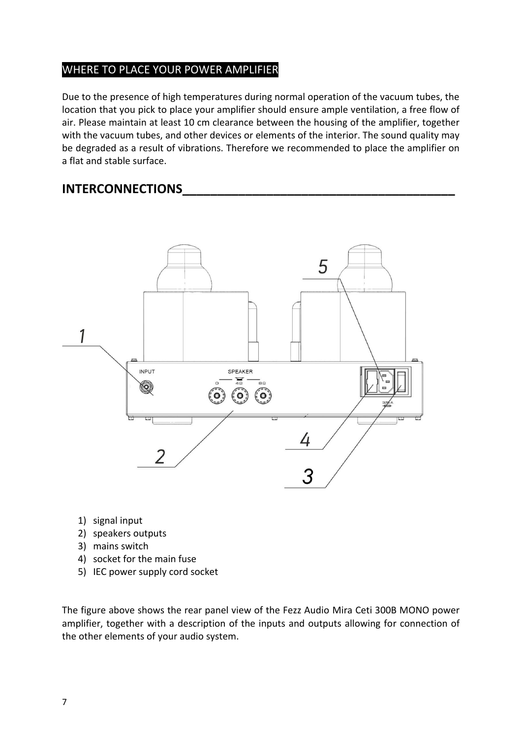## WHERE TO PLACE YOUR POWER AMPLIFIER

Due to the presence of high temperatures during normal operation of the vacuum tubes, the location that you pick to place your amplifier should ensure ample ventilation, a free flow of air. Please maintain at least 10 cm clearance between the housing of the amplifier, together with the vacuum tubes, and other devices or elements of the interior. The sound quality may be degraded as a result of vibrations. Therefore we recommended to place the amplifier on a flat and stable surface.

## INTERCONNECTIONS

1) signal input
2) speakers outputs
3) mains switch
4) socket for the main fuse
5) IEC power supply cord socket

The figure above shows the rear panel view of the Fezz Audio Mira Ceti 300B MONO power amplifier, together with a description of the inputs and outputs allowing for connection of the other elements of your audio system.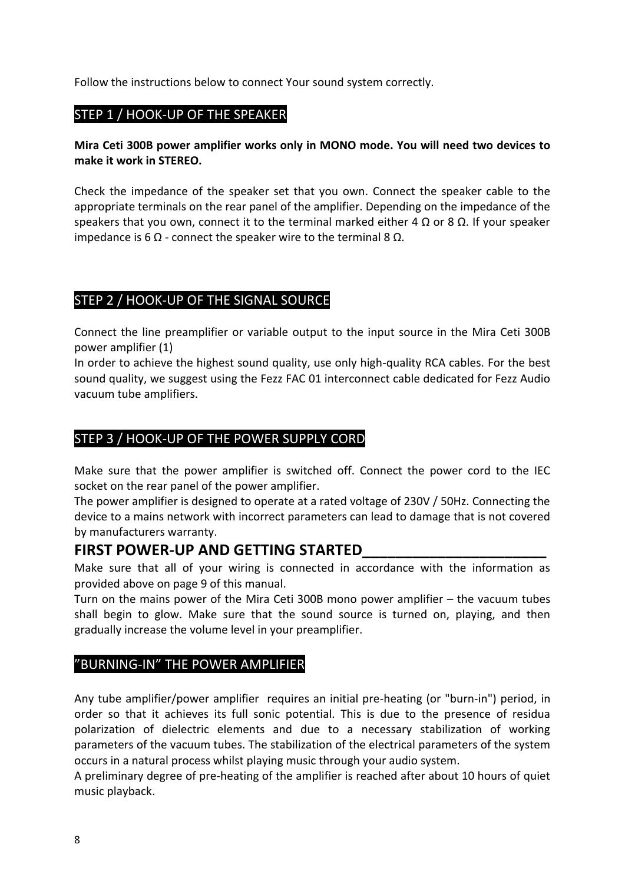Follow the instructions below to connect Your sound system correctly.

## STEP 1 / HOOK-UP OF THE SPEAKER

**Mira Ceti 300B power amplifier works only in MONO mode. You will need two devices to make it work in STEREO.**

Check the impedance of the speaker set that you own. Connect the speaker cable to the appropriate terminals on the rear panel of the amplifier. Depending on the impedance of the speakers that you own, connect it to the terminal marked either 4 Ω or 8 Ω. If your speaker impedance is 6 Ω - connect the speaker wire to the terminal 8 Ω.

## STEP 2 / HOOK-UP OF THE SIGNAL SOURCE

Connect the line preamplifier or variable output to the input source in the Mira Ceti 300B power amplifier (1)

In order to achieve the highest sound quality, use only high-quality RCA cables. For the best sound quality, we suggest using the Fezz FAC 01 interconnect cable dedicated for Fezz Audio vacuum tube amplifiers.

## STEP 3 / HOOK-UP OF THE POWER SUPPLY CORD

Make sure that the power amplifier is switched off. Connect the power cord to the IEC socket on the rear panel of the power amplifier.

The power amplifier is designed to operate at a rated voltage of 230V / 50Hz. Connecting the device to a mains network with incorrect parameters can lead to damage that is not covered by manufacturers warranty.

## FIRST POWER-UP AND GETTING STARTED

Make sure that all of your wiring is connected in accordance with the information as provided above on page 9 of this manual.

Turn on the mains power of the Mira Ceti 300B mono power amplifier – the vacuum tubes shall begin to glow. Make sure that the sound source is turned on, playing, and then gradually increase the volume level in your preamplifier.

## ”BURNING-IN” THE POWER AMPLIFIER

Any tube amplifier/power amplifier requires an initial pre-heating (or "burn-in") period, in order so that it achieves its full sonic potential. This is due to the presence of residua polarization of dielectric elements and due to a necessary stabilization of working parameters of the vacuum tubes. The stabilization of the electrical parameters of the system occurs in a natural process whilst playing music through your audio system.

A preliminary degree of pre-heating of the amplifier is reached after about 10 hours of quiet music playback.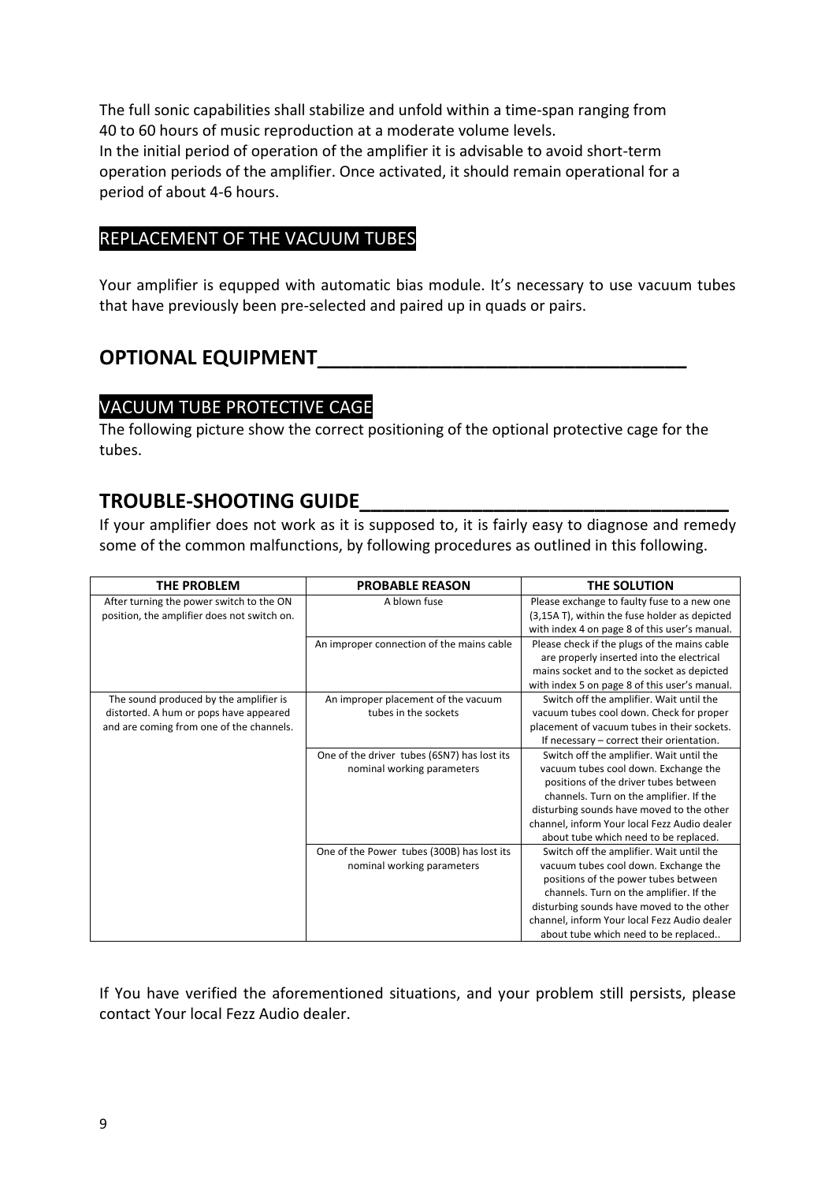The full sonic capabilities shall stabilize and unfold within a time-span ranging from 40 to 60 hours of music reproduction at a moderate volume levels.
In the initial period of operation of the amplifier it is advisable to avoid short-term operation periods of the amplifier. Once activated, it should remain operational for a period of about 4-6 hours.

### REPLACEMENT OF THE VACUUM TUBES

Your amplifier is equpped with automatic bias module. It's necessary to use vacuum tubes that have previously been pre-selected and paired up in quads or pairs.

## OPTIONAL EQUIPMENT

### VACUUM TUBE PROTECTIVE CAGE

The following picture show the correct positioning of the optional protective cage for the tubes.

## TROUBLE-SHOOTING GUIDE

If your amplifier does not work as it is supposed to, it is fairly easy to diagnose and remedy some of the common malfunctions, by following procedures as outlined in this following.

| THE PROBLEM | PROBABLE REASON | THE SOLUTION |
|---|---|---|
| After turning the power switch to the ON position, the amplifier does not switch on. | A blown fuse | Please exchange to faulty fuse to a new one (3,15A T), within the fuse holder as depicted with index 4 on page 8 of this user's manual. |
| | An improper connection of the mains cable | Please check if the plugs of the mains cable are properly inserted into the electrical mains socket and to the socket as depicted with index 5 on page 8 of this user's manual. |
| The sound produced by the amplifier is distorted. A hum or pops have appeared and are coming from one of the channels. | An improper placement of the vacuum tubes in the sockets | Switch off the amplifier. Wait until the vacuum tubes cool down. Check for proper placement of vacuum tubes in their sockets. If necessary – correct their orientation. |
| | One of the driver tubes (6SN7) has lost its nominal working parameters | Switch off the amplifier. Wait until the vacuum tubes cool down. Exchange the positions of the driver tubes between channels. Turn on the amplifier. If the disturbing sounds have moved to the other channel, inform Your local Fezz Audio dealer about tube which need to be replaced. |
| | One of the Power tubes (300B) has lost its nominal working parameters | Switch off the amplifier. Wait until the vacuum tubes cool down. Exchange the positions of the power tubes between channels. Turn on the amplifier. If the disturbing sounds have moved to the other channel, inform Your local Fezz Audio dealer about tube which need to be replaced.. |

If You have verified the aforementioned situations, and your problem still persists, please contact Your local Fezz Audio dealer.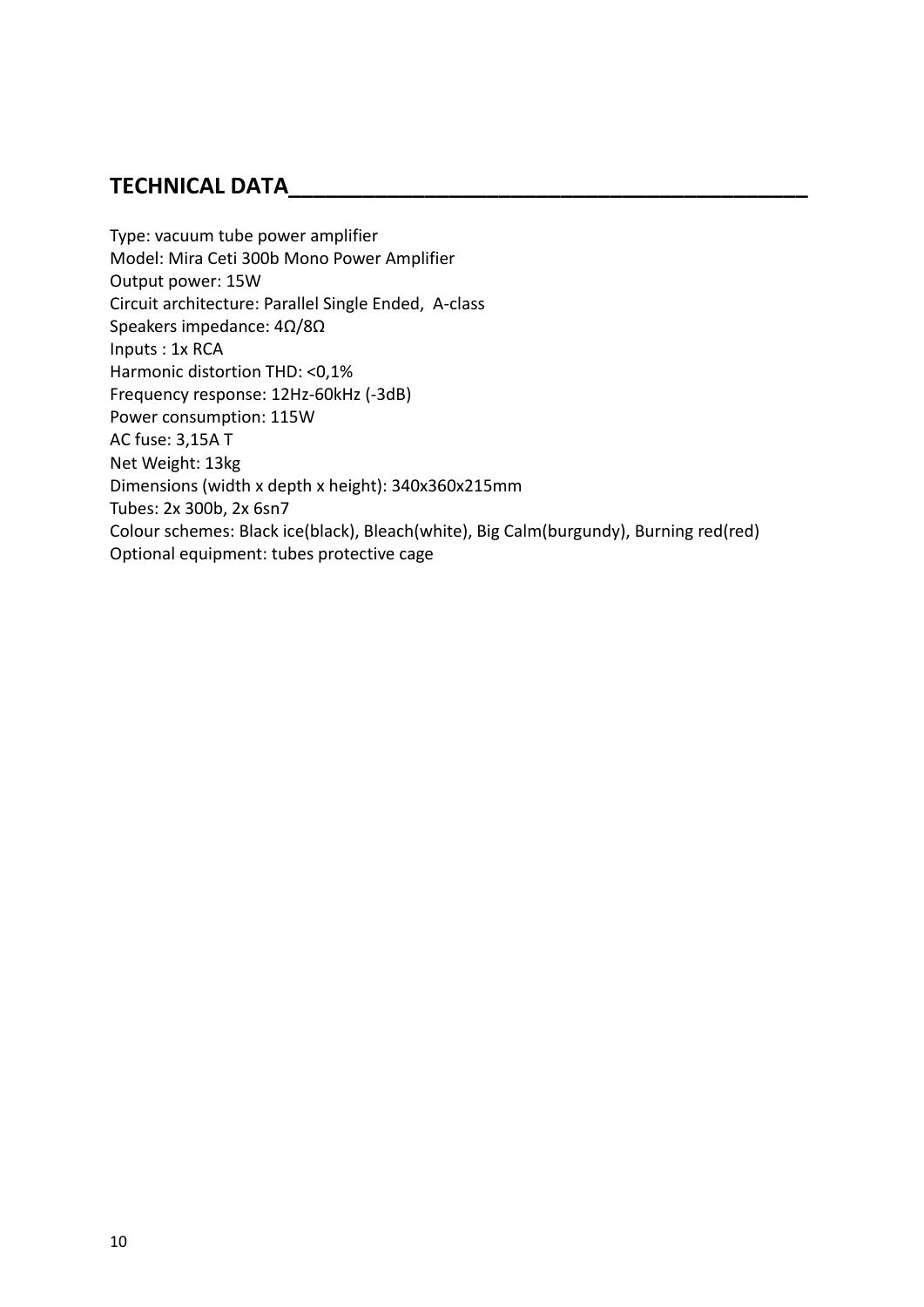## TECHNICAL DATA

Type: vacuum tube power amplifier
Model: Mira Ceti 300b Mono Power Amplifier
Output power: 15W
Circuit architecture: Parallel Single Ended, A-class
Speakers impedance: 4Ω/8Ω
Inputs : 1x RCA
Harmonic distortion THD: <0,1%
Frequency response: 12Hz-60kHz (-3dB)
Power consumption: 115W
AC fuse: 3,15A T
Net Weight: 13kg
Dimensions (width x depth x height): 340x360x215mm
Tubes: 2x 300b, 2x 6sn7
Colour schemes: Black ice(black), Bleach(white), Big Calm(burgundy), Burning red(red)
Optional equipment: tubes protective cage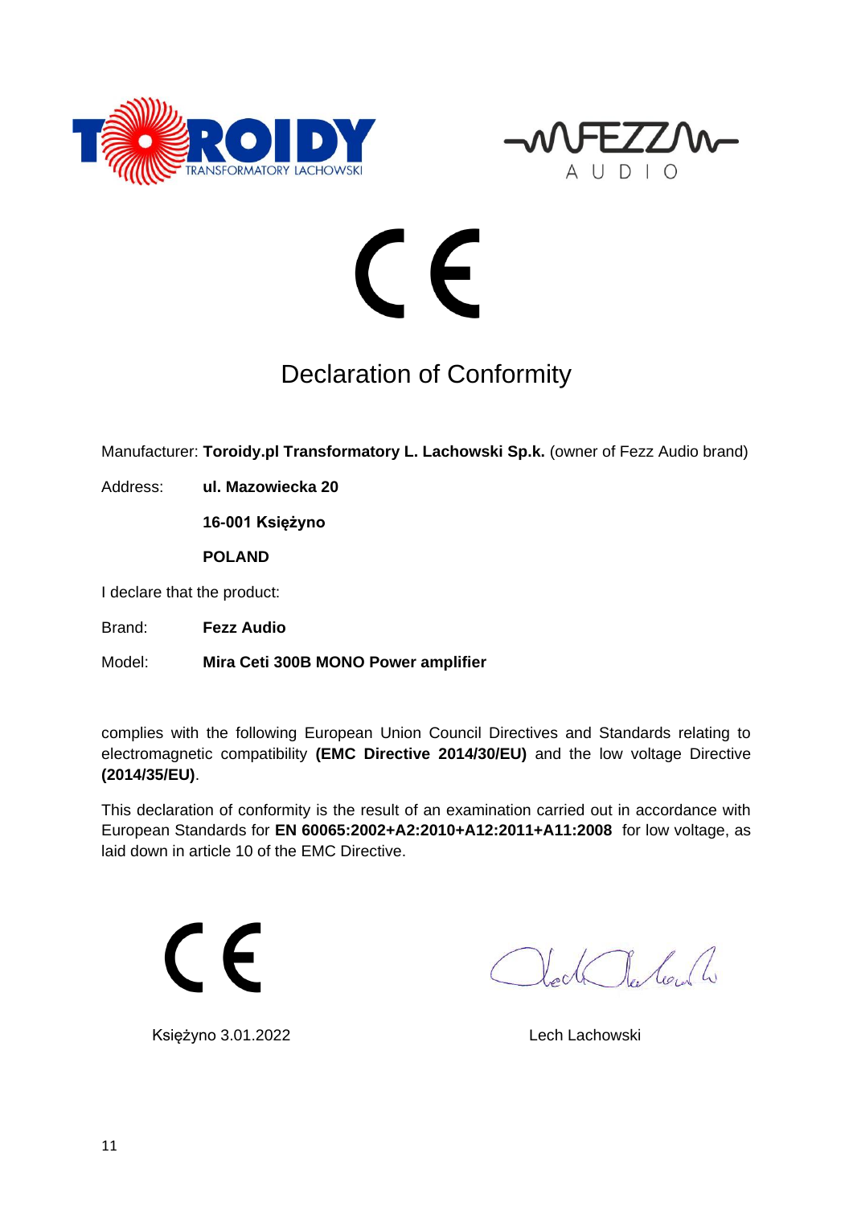# Declaration of Conformity

Manufacturer: **Toroidy.pl Transformatory L. Lachowski Sp.k.** (owner of Fezz Audio brand)

Address: **ul. Mazowiecka 20**

**16-001 Księżyno**

**POLAND**

I declare that the product:

Brand: **Fezz Audio**

Model: **Mira Ceti 300B MONO Power amplifier**

complies with the following European Union Council Directives and Standards relating to electromagnetic compatibility **(EMC Directive 2014/30/EU)** and the low voltage Directive **(2014/35/EU)**.

This declaration of conformity is the result of an examination carried out in accordance with European Standards for **EN 60065:2002+A2:2010+A12:2011+A11:2008** for low voltage, as laid down in article 10 of the EMC Directive.

Księżyno 3.01.2022

Lech Lachowski